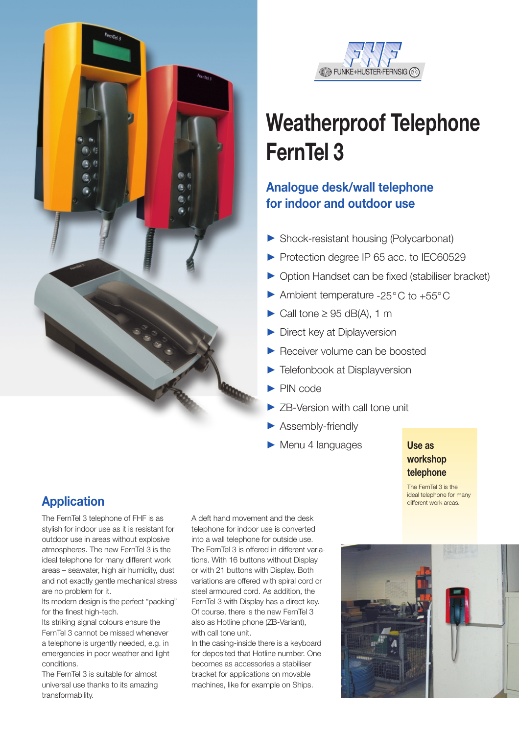FUNKE+HUSTER FERNSIG

# Weatherproof Telephone FernTel 3

## Analogue desk/wall telephone for indoor and outdoor use

- Shock-resistant housing (Polycarbonat)
- Protection degree IP 65 acc. to IEC60529
- Option Handset can be fixed (stabiliser bracket)
- Ambient temperature -25° C to +55° C
- Call tone ≥ 95 dB(A), 1 m
- Direct key at Diplayversion
- Receiver volume can be boosted
- Telefonbook at Displayversion
- PIN code
- ZB-Version with call tone unit
- Assembly-friendly
- Menu 4 languages

**Use as workshop telephone**

The FernTel 3 is the ideal telephone for many different work areas.

## Application

The FernTel 3 telephone of FHF is as stylish for indoor use as it is resistant for outdoor use in areas without explosive atmospheres. The new FernTel 3 is the ideal telephone for many different work areas – seawater, high air humidity, dust and not exactly gentle mechanical stress are no problem for it.

Its modern design is the perfect "packing" for the finest high-tech.

Its striking signal colours ensure the FernTel 3 cannot be missed whenever a telephone is urgently needed, e.g. in emergencies in poor weather and light conditions.

The FernTel 3 is suitable for almost universal use thanks to its amazing transformability.

A deft hand movement and the desk telephone for indoor use is converted into a wall telephone for outside use. The FernTel 3 is offered in different variations. With 16 buttons without Display or with 21 buttons with Display. Both variations are offered with spiral cord or steel armoured cord. As addition, the FernTel 3 with Display has a direct key. Of course, there is the new FernTel 3 also as Hotline phone (ZB-Variant), with call tone unit.

In the casing-inside there is a keyboard for deposited that Hotline number. One becomes as accessories a stabiliser bracket for applications on movable machines, like for example on Ships.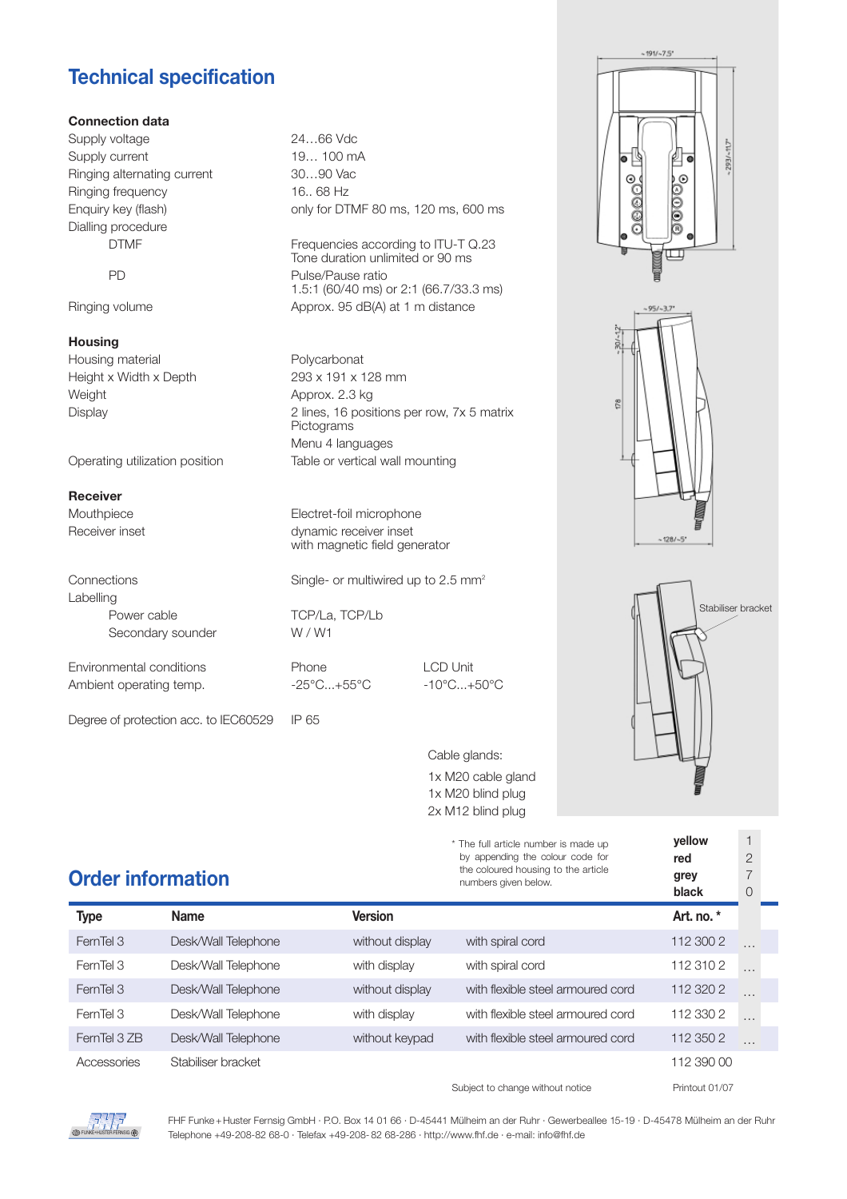## Technical specification

### Connection data

| | | |
|---|---|---|
| Supply voltage | 24…66 Vdc | |
| Supply current | 19… 100 mA | |
| Ringing alternating current | 30…90 Vac | |
| Ringing frequency | 16.. 68 Hz | |
| Enquiry key (flash) | only for DTMF 80 ms, 120 ms, 600 ms | |
| Dialling procedure | | |
| DTMF | Frequencies according to ITU-T Q.23<br>Tone duration unlimited or 90 ms | |
| PD | Pulse/Pause ratio<br>1.5:1 (60/40 ms) or 2:1 (66.7/33.3 ms) | |
| Ringing volume | Approx. 95 dB(A) at 1 m distance | |
| **Housing** | | |
| Housing material | Polycarbonat | |
| Height x Width x Depth | 293 x 191 x 128 mm | |
| Weight | Approx. 2.3 kg | |
| Display | 2 lines, 16 positions per row, 7x 5 matrix<br>Pictograms<br>Menu 4 languages | |
| Operating utilization position | Table or vertical wall mounting | |
| **Receiver** | | |
| Mouthpiece | Electret-foil microphone | |
| Receiver inset | dynamic receiver inset<br>with magnetic field generator | |
| Connections | Single- or multiwired up to 2.5 mm² | |
| Labelling | | |
| Power cable | TCP/La, TCP/Lb | |
| Secondary sounder | W / W1 | |
| Environmental conditions | Phone | LCD Unit |
| Ambient operating temp. | -25°C...+55°C | -10°C...+50°C |
| Degree of protection acc. to IEC60529 | IP 65 | |

Cable glands:

1x M20 cable gland
1x M20 blind plug
2x M12 blind plug

~191/~7.5"
~293/~11.7"
~95/~3.7"
~30/~1.2"
178
~128/~5"

Stabiliser bracket

## Order information

\* The full article number is made up by appending the colour code for the coloured housing to the article numbers given below.

| | |
|---|---|
| **yellow** | 1 |
| **red** | 2 |
| **grey** | 7 |
| **black** | 0 |

| Type | Name | Version | | Art. no. * | |
|---|---|---|---|---|---|
| FernTel 3 | Desk/Wall Telephone | without display | with spiral cord | 112 300 2 | … |
| FernTel 3 | Desk/Wall Telephone | with display | with spiral cord | 112 310 2 | … |
| FernTel 3 | Desk/Wall Telephone | without display | with flexible steel armoured cord | 112 320 2 | … |
| FernTel 3 | Desk/Wall Telephone | with display | with flexible steel armoured cord | 112 330 2 | … |
| FernTel 3 ZB | Desk/Wall Telephone | without keypad | with flexible steel armoured cord | 112 350 2 | … |
| Accessories | Stabiliser bracket | | | 112 390 00 | |

Subject to change without notice

Printout 01/07

FHF Funke + Huster Fernsig GmbH · P.O. Box 14 01 66 · D-45441 Mülheim an der Ruhr · Gewerbeallee 15-19 · D-45478 Mülheim an der Ruhr
Telephone +49-208-82 68-0 · Telefax +49-208-82 68-286 · http://www.fhf.de · e-mail: info@fhf.de